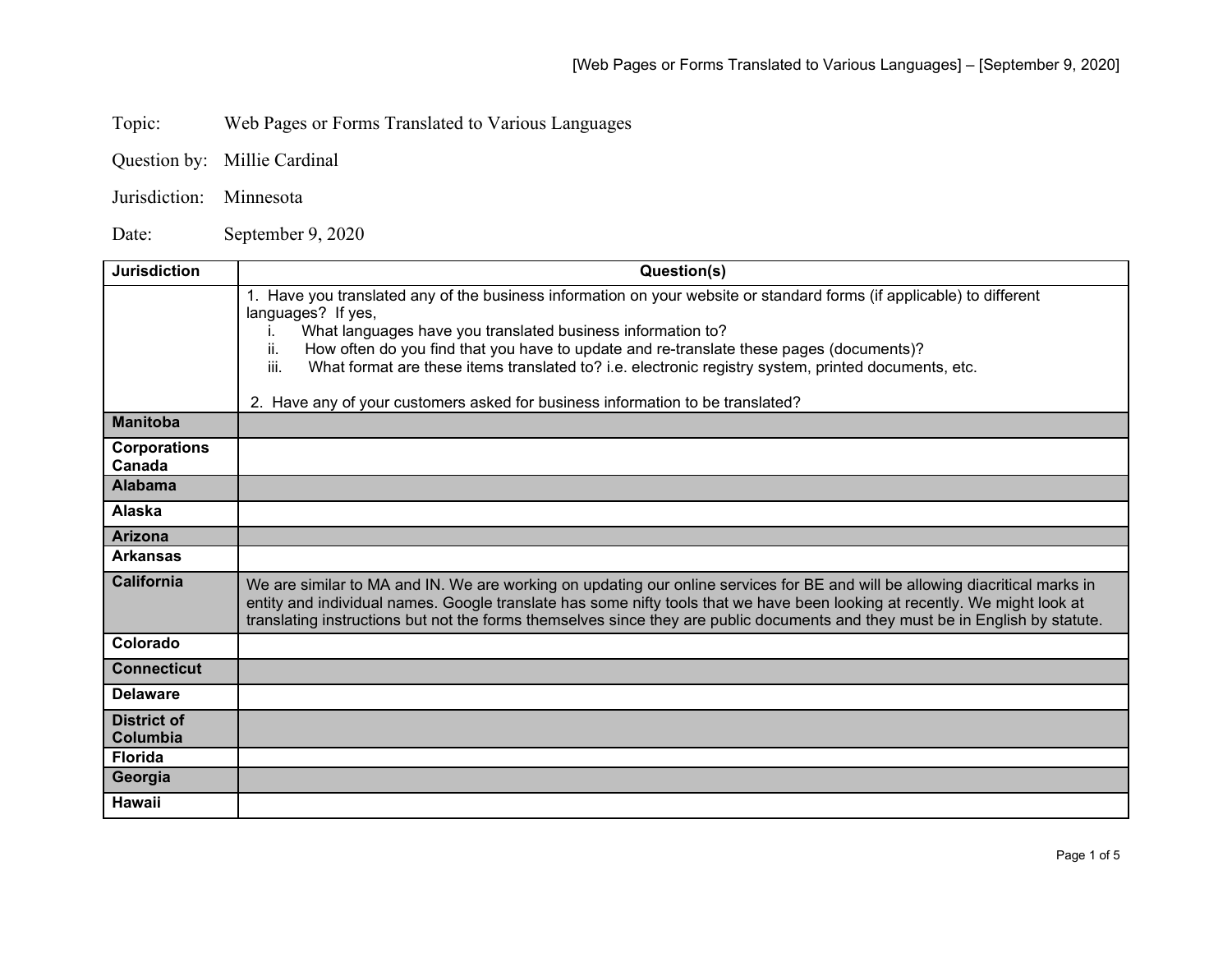Topic: Web Pages or Forms Translated to Various Languages

Question by: Millie Cardinal

Jurisdiction: Minnesota

Date: September 9, 2020

| Jurisdiction | Question(s) |
|---|---|
| | 1. Have you translated any of the business information on your website or standard forms (if applicable) to different languages? If yes,<br>i. What languages have you translated business information to?<br>ii. How often do you find that you have to update and re-translate these pages (documents)?<br>iii. What format are these items translated to? i.e. electronic registry system, printed documents, etc.<br><br>2. Have any of your customers asked for business information to be translated? |
| **Manitoba** | |
| **Corporations Canada** | |
| **Alabama** | |
| **Alaska** | |
| **Arizona** | |
| **Arkansas** | |
| **California** | We are similar to MA and IN. We are working on updating our online services for BE and will be allowing diacritical marks in entity and individual names. Google translate has some nifty tools that we have been looking at recently. We might look at translating instructions but not the forms themselves since they are public documents and they must be in English by statute. |
| **Colorado** | |
| **Connecticut** | |
| **Delaware** | |
| **District of Columbia** | |
| **Florida** | |
| **Georgia** | |
| **Hawaii** | |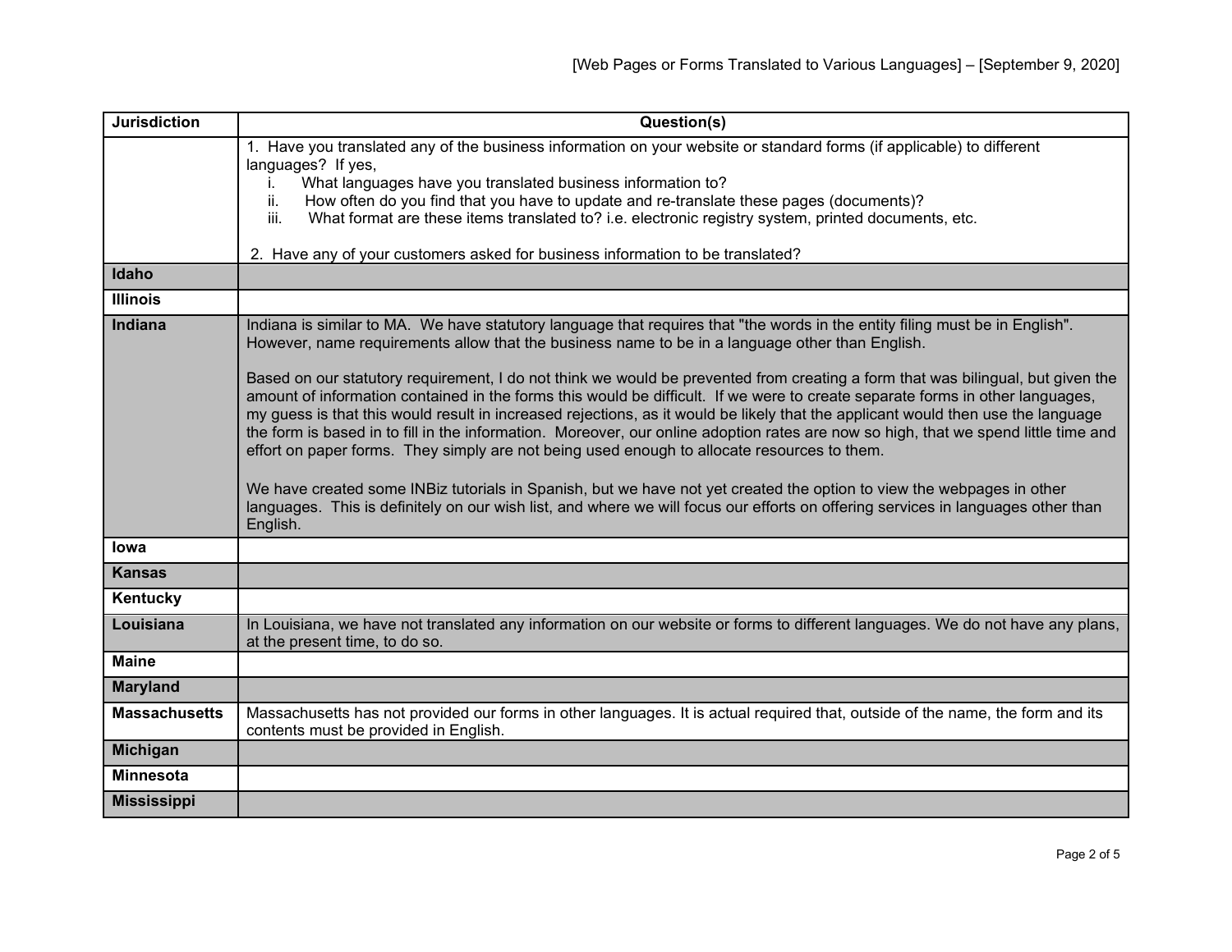| Jurisdiction | Question(s) |
|---|---|
| | 1. Have you translated any of the business information on your website or standard forms (if applicable) to different languages? If yes,<br>i. What languages have you translated business information to?<br>ii. How often do you find that you have to update and re-translate these pages (documents)?<br>iii. What format are these items translated to? i.e. electronic registry system, printed documents, etc.<br><br>2. Have any of your customers asked for business information to be translated? |
| **Idaho** | |
| **Illinois** | |
| **Indiana** | Indiana is similar to MA. We have statutory language that requires that "the words in the entity filing must be in English". However, name requirements allow that the business name to be in a language other than English.<br><br>Based on our statutory requirement, I do not think we would be prevented from creating a form that was bilingual, but given the amount of information contained in the forms this would be difficult. If we were to create separate forms in other languages, my guess is that this would result in increased rejections, as it would be likely that the applicant would then use the language the form is based in to fill in the information. Moreover, our online adoption rates are now so high, that we spend little time and effort on paper forms. They simply are not being used enough to allocate resources to them.<br><br>We have created some INBiz tutorials in Spanish, but we have not yet created the option to view the webpages in other languages. This is definitely on our wish list, and where we will focus our efforts on offering services in languages other than English. |
| **Iowa** | |
| **Kansas** | |
| **Kentucky** | |
| **Louisiana** | In Louisiana, we have not translated any information on our website or forms to different languages. We do not have any plans, at the present time, to do so. |
| **Maine** | |
| **Maryland** | |
| **Massachusetts** | Massachusetts has not provided our forms in other languages. It is actual required that, outside of the name, the form and its contents must be provided in English. |
| **Michigan** | |
| **Minnesota** | |
| **Mississippi** | |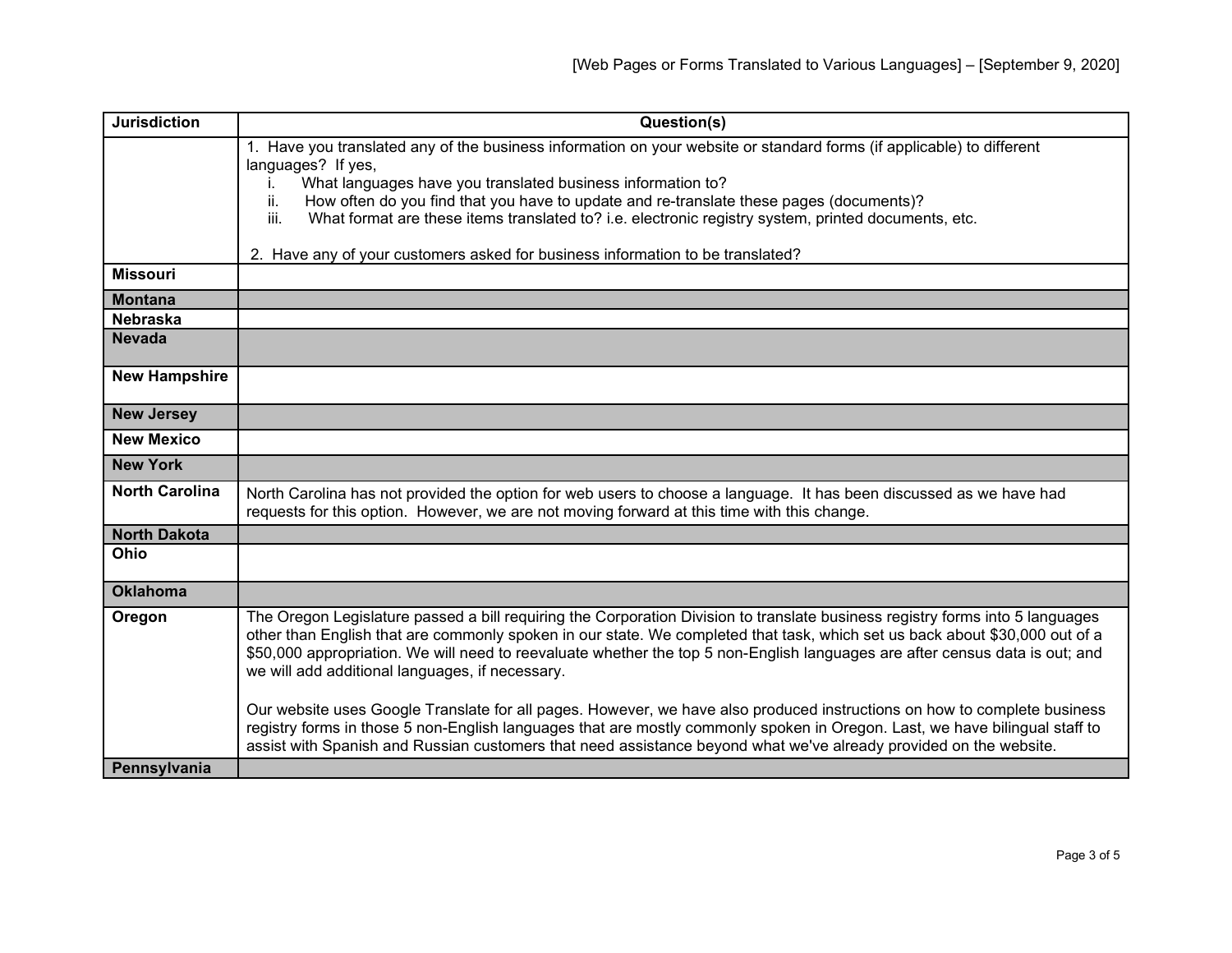| Jurisdiction | Question(s) |
|---|---|
| | 1. Have you translated any of the business information on your website or standard forms (if applicable) to different languages? If yes,<br>i. What languages have you translated business information to?<br>ii. How often do you find that you have to update and re-translate these pages (documents)?<br>iii. What format are these items translated to? i.e. electronic registry system, printed documents, etc.<br><br>2. Have any of your customers asked for business information to be translated? |
| **Missouri** | |
| **Montana** | |
| **Nebraska** | |
| **Nevada** | |
| **New Hampshire** | |
| **New Jersey** | |
| **New Mexico** | |
| **New York** | |
| **North Carolina** | North Carolina has not provided the option for web users to choose a language. It has been discussed as we have had requests for this option. However, we are not moving forward at this time with this change. |
| **North Dakota** | |
| **Ohio** | |
| **Oklahoma** | |
| **Oregon** | The Oregon Legislature passed a bill requiring the Corporation Division to translate business registry forms into 5 languages other than English that are commonly spoken in our state. We completed that task, which set us back about $30,000 out of a $50,000 appropriation. We will need to reevaluate whether the top 5 non-English languages are after census data is out; and we will add additional languages, if necessary.<br><br>Our website uses Google Translate for all pages. However, we have also produced instructions on how to complete business registry forms in those 5 non-English languages that are mostly commonly spoken in Oregon. Last, we have bilingual staff to assist with Spanish and Russian customers that need assistance beyond what we've already provided on the website. |
| **Pennsylvania** | |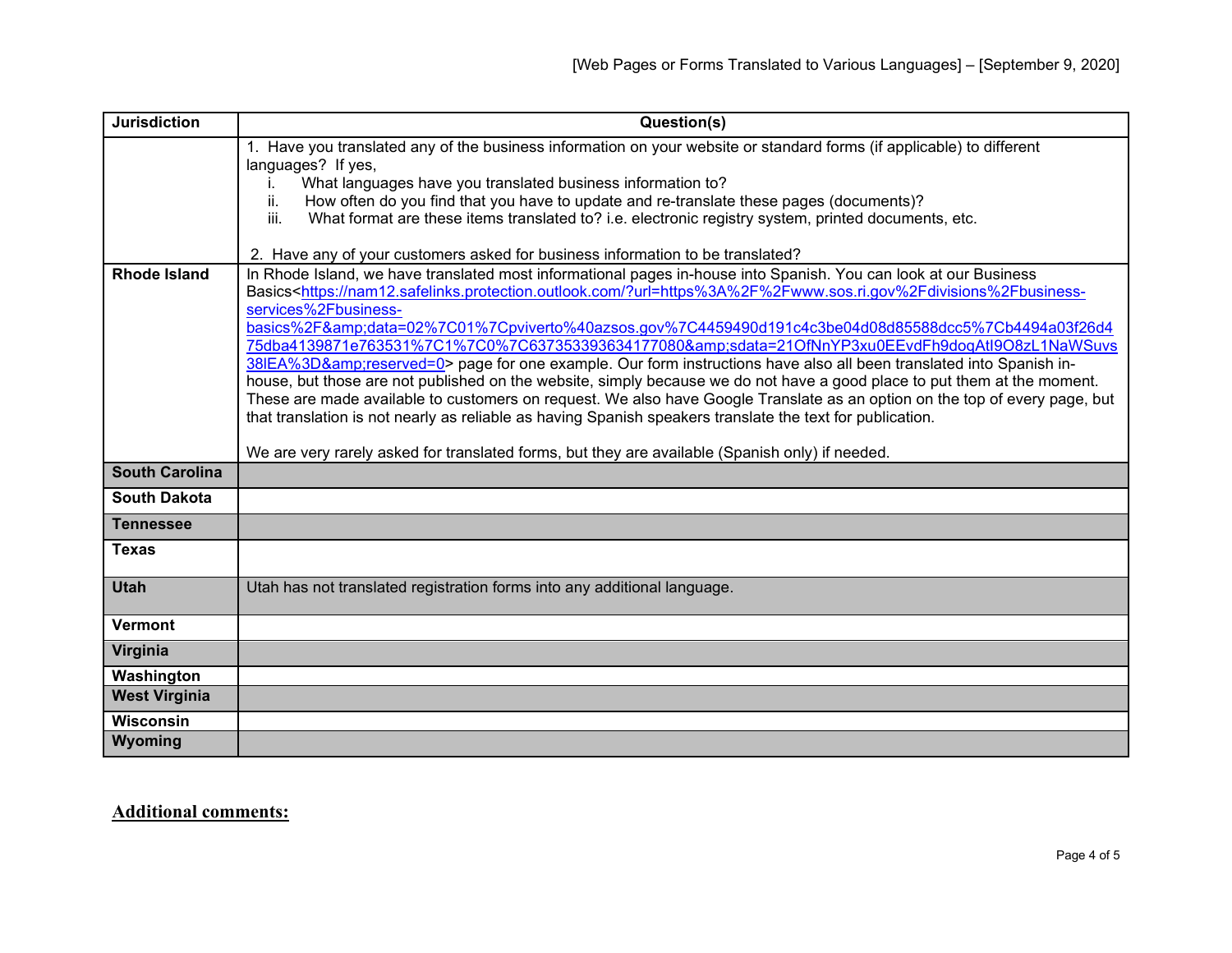| Jurisdiction | Question(s) |
|---|---|
| | 1. Have you translated any of the business information on your website or standard forms (if applicable) to different languages? If yes,<br>i. What languages have you translated business information to?<br>ii. How often do you find that you have to update and re-translate these pages (documents)?<br>iii. What format are these items translated to? i.e. electronic registry system, printed documents, etc.<br><br>2. Have any of your customers asked for business information to be translated? |
| **Rhode Island** | In Rhode Island, we have translated most informational pages in-house into Spanish. You can look at our Business Basics<https://nam12.safelinks.protection.outlook.com/?url=https%3A%2F%2Fwww.sos.ri.gov%2Fdivisions%2Fbusiness-services%2Fbusiness-basics%2F&amp;data=02%7C01%7Cpviverto%40azsos.gov%7C4459490d191c4c3be04d08d85588dcc5%7Cb4494a03f26d475dba4139871e763531%7C1%7C0%7C637353393634177080&amp;sdata=21OfNnYP3xu0EEvdFh9doqAtI9O8zL1NaWSuvs38lEA%3D&amp;reserved=0> page for one example. Our form instructions have also all been translated into Spanish in-house, but those are not published on the website, simply because we do not have a good place to put them at the moment. These are made available to customers on request. We also have Google Translate as an option on the top of every page, but that translation is not nearly as reliable as having Spanish speakers translate the text for publication.<br><br>We are very rarely asked for translated forms, but they are available (Spanish only) if needed. |
| **South Carolina** | |
| **South Dakota** | |
| **Tennessee** | |
| **Texas** | |
| **Utah** | Utah has not translated registration forms into any additional language. |
| **Vermont** | |
| **Virginia** | |
| **Washington** | |
| **West Virginia** | |
| **Wisconsin** | |
| **Wyoming** | |

**Additional comments:**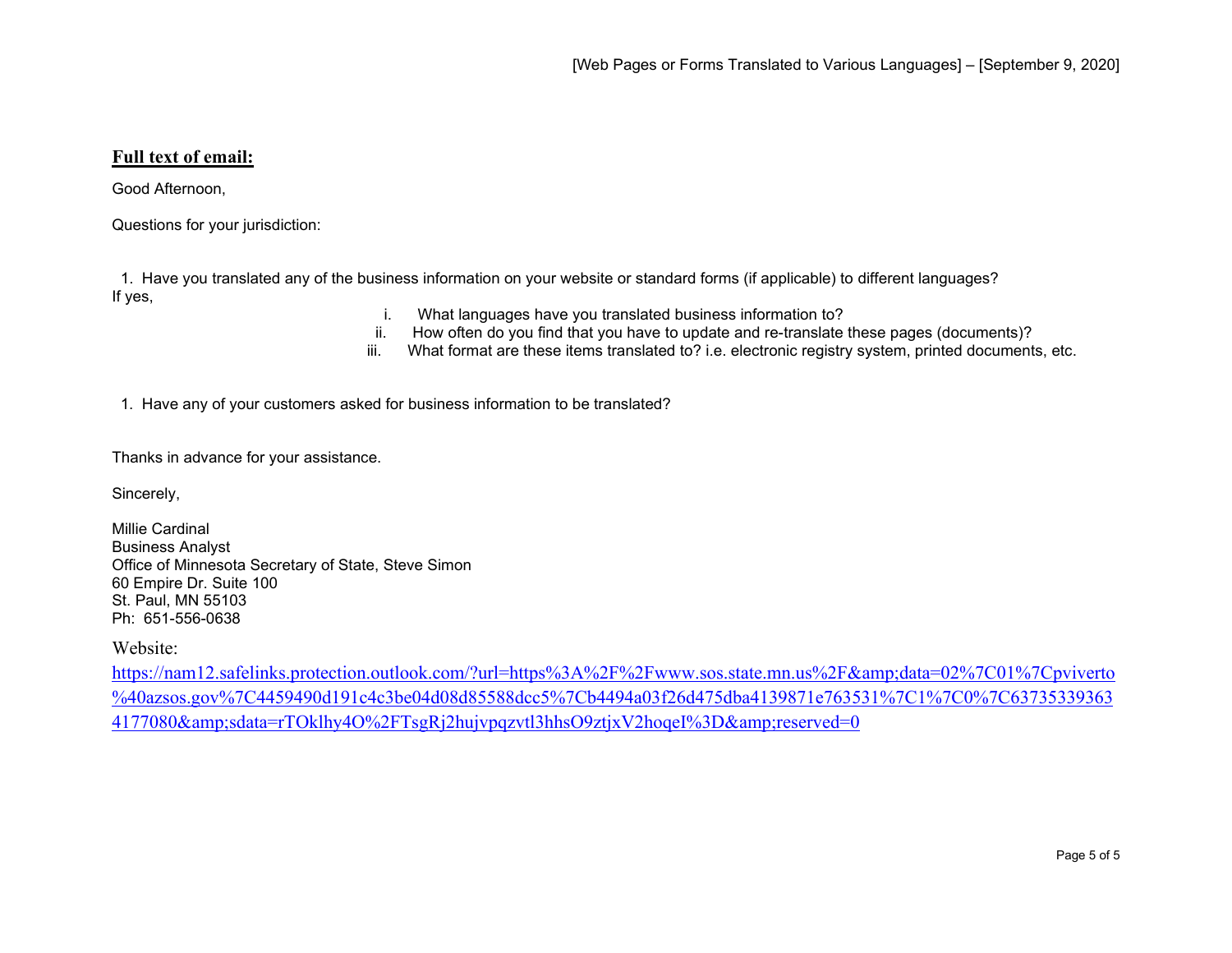## **Full text of email:**

Good Afternoon,

Questions for your jurisdiction:

1. Have you translated any of the business information on your website or standard forms (if applicable) to different languages?

If yes,

   i. What languages have you translated business information to?
   ii. How often do you find that you have to update and re-translate these pages (documents)?
   iii. What format are these items translated to? i.e. electronic registry system, printed documents, etc.

1. Have any of your customers asked for business information to be translated?

Thanks in advance for your assistance.

Sincerely,

Millie Cardinal
Business Analyst
Office of Minnesota Secretary of State, Steve Simon
60 Empire Dr. Suite 100
St. Paul, MN 55103
Ph: 651-556-0638

Website:
https://nam12.safelinks.protection.outlook.com/?url=https%3A%2F%2Fwww.sos.state.mn.us%2F&amp;data=02%7C01%7Cpviverto%40azsos.gov%7C4459490d191c4c3be04d08d85588dcc5%7Cb4494a03f26d475dba4139871e763531%7C1%7C0%7C637353393634177080&amp;sdata=rTOklhy4O%2FTsgRj2hujvpqzvtl3hhsO9ztjxV2hoqeI%3D&amp;reserved=0